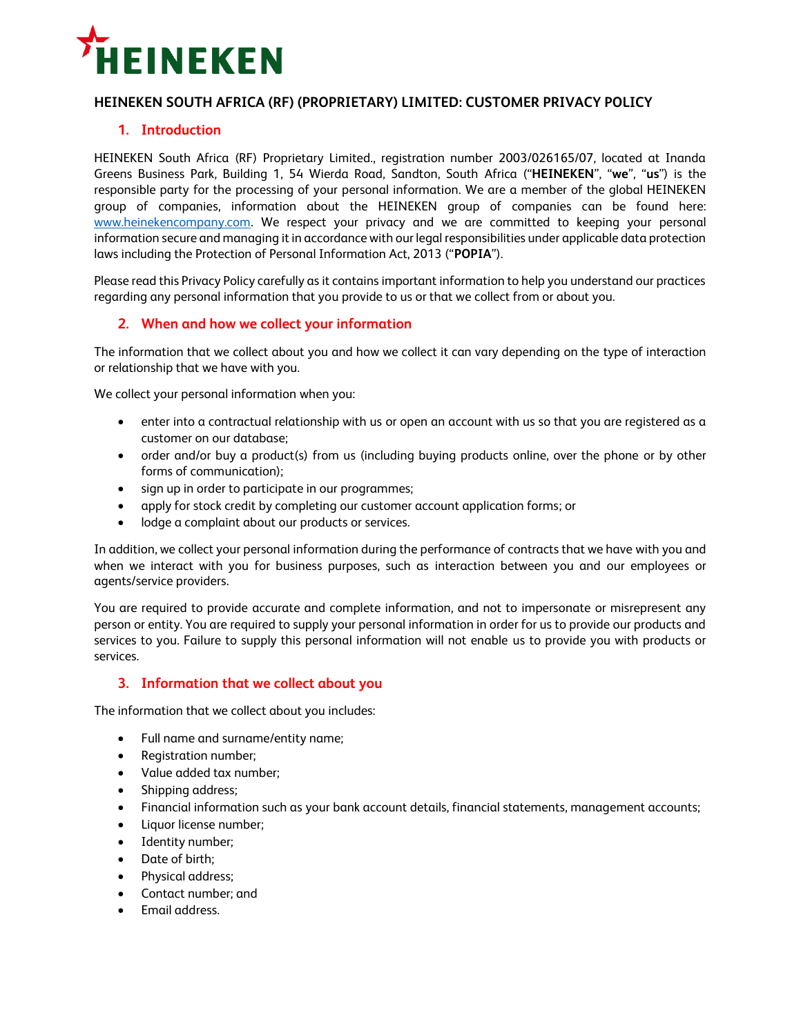HEINEKEN

# HEINEKEN SOUTH AFRICA (RF) (PROPRIETARY) LIMITED: CUSTOMER PRIVACY POLICY

## 1. Introduction

HEINEKEN South Africa (RF) Proprietary Limited., registration number 2003/026165/07, located at Inanda Greens Business Park, Building 1, 54 Wierda Road, Sandton, South Africa ("**HEINEKEN**", "**we**", "**us**") is the responsible party for the processing of your personal information. We are a member of the global HEINEKEN group of companies, information about the HEINEKEN group of companies can be found here: www.heinekencompany.com. We respect your privacy and we are committed to keeping your personal information secure and managing it in accordance with our legal responsibilities under applicable data protection laws including the Protection of Personal Information Act, 2013 ("**POPIA**").

Please read this Privacy Policy carefully as it contains important information to help you understand our practices regarding any personal information that you provide to us or that we collect from or about you.

## 2. When and how we collect your information

The information that we collect about you and how we collect it can vary depending on the type of interaction or relationship that we have with you.

We collect your personal information when you:

- enter into a contractual relationship with us or open an account with us so that you are registered as a customer on our database;
- order and/or buy a product(s) from us (including buying products online, over the phone or by other forms of communication);
- sign up in order to participate in our programmes;
- apply for stock credit by completing our customer account application forms; or
- lodge a complaint about our products or services.

In addition, we collect your personal information during the performance of contracts that we have with you and when we interact with you for business purposes, such as interaction between you and our employees or agents/service providers.

You are required to provide accurate and complete information, and not to impersonate or misrepresent any person or entity. You are required to supply your personal information in order for us to provide our products and services to you. Failure to supply this personal information will not enable us to provide you with products or services.

## 3. Information that we collect about you

The information that we collect about you includes:

- Full name and surname/entity name;
- Registration number;
- Value added tax number;
- Shipping address;
- Financial information such as your bank account details, financial statements, management accounts;
- Liquor license number;
- Identity number;
- Date of birth;
- Physical address;
- Contact number; and
- Email address.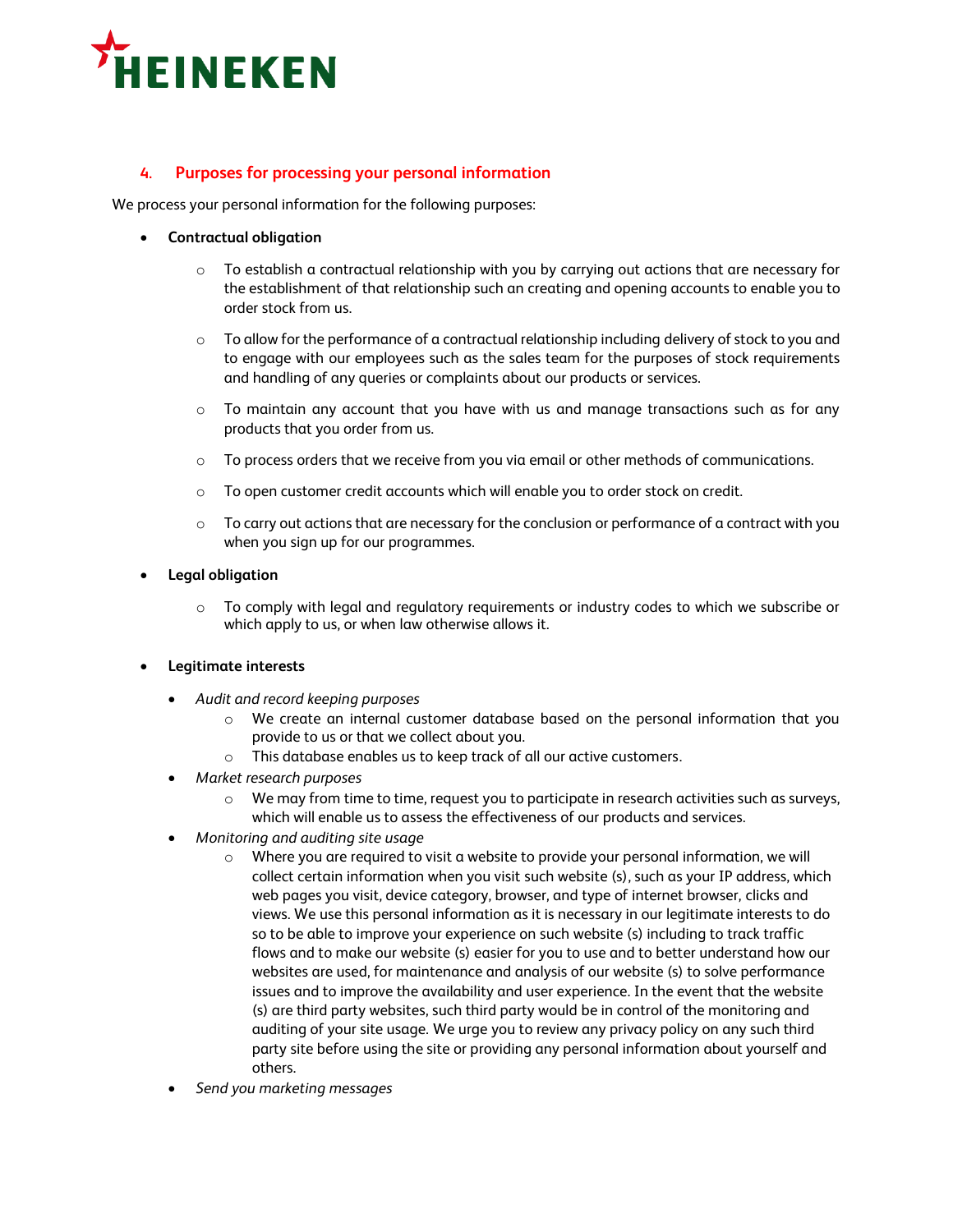## 4. Purposes for processing your personal information

We process your personal information for the following purposes:

- **Contractual obligation**
    - To establish a contractual relationship with you by carrying out actions that are necessary for the establishment of that relationship such an creating and opening accounts to enable you to order stock from us.
    - To allow for the performance of a contractual relationship including delivery of stock to you and to engage with our employees such as the sales team for the purposes of stock requirements and handling of any queries or complaints about our products or services.
    - To maintain any account that you have with us and manage transactions such as for any products that you order from us.
    - To process orders that we receive from you via email or other methods of communications.
    - To open customer credit accounts which will enable you to order stock on credit.
    - To carry out actions that are necessary for the conclusion or performance of a contract with you when you sign up for our programmes.
- **Legal obligation**
    - To comply with legal and regulatory requirements or industry codes to which we subscribe or which apply to us, or when law otherwise allows it.
- **Legitimate interests**
    - *Audit and record keeping purposes*
        - We create an internal customer database based on the personal information that you provide to us or that we collect about you.
        - This database enables us to keep track of all our active customers.
    - *Market research purposes*
        - We may from time to time, request you to participate in research activities such as surveys, which will enable us to assess the effectiveness of our products and services.
    - *Monitoring and auditing site usage*
        - Where you are required to visit a website to provide your personal information, we will collect certain information when you visit such website (s), such as your IP address, which web pages you visit, device category, browser, and type of internet browser, clicks and views. We use this personal information as it is necessary in our legitimate interests to do so to be able to improve your experience on such website (s) including to track traffic flows and to make our website (s) easier for you to use and to better understand how our websites are used, for maintenance and analysis of our website (s) to solve performance issues and to improve the availability and user experience. In the event that the website (s) are third party websites, such third party would be in control of the monitoring and auditing of your site usage. We urge you to review any privacy policy on any such third party site before using the site or providing any personal information about yourself and others.
    - *Send you marketing messages*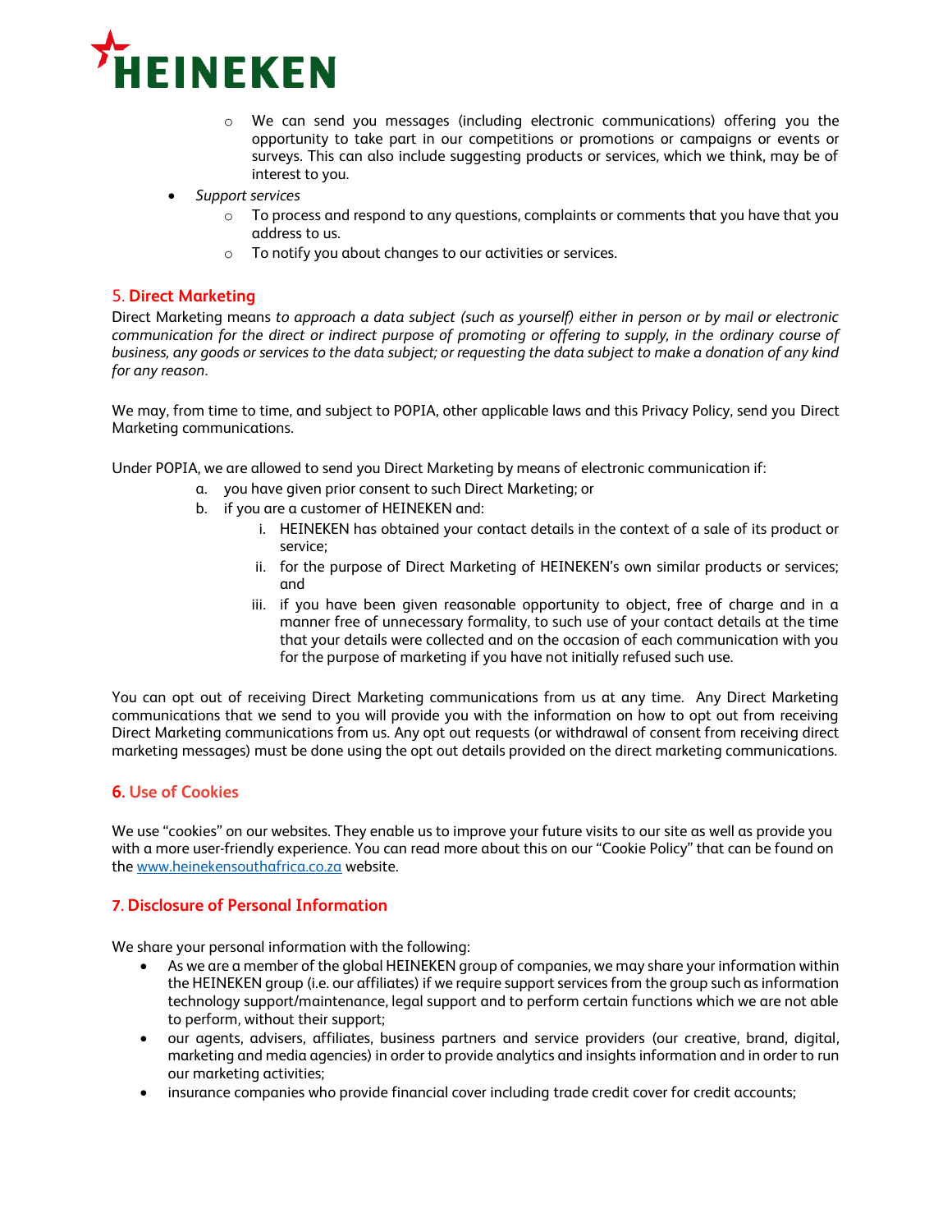- We can send you messages (including electronic communications) offering you the opportunity to take part in our competitions or promotions or campaigns or events or surveys. This can also include suggesting products or services, which we think, may be of interest to you.
- *Support services*
  - To process and respond to any questions, complaints or comments that you have that you address to us.
  - To notify you about changes to our activities or services.

## 5. Direct Marketing

Direct Marketing means *to approach a data subject (such as yourself) either in person or by mail or electronic communication for the direct or indirect purpose of promoting or offering to supply, in the ordinary course of business, any goods or services to the data subject; or requesting the data subject to make a donation of any kind for any reason*.

We may, from time to time, and subject to POPIA, other applicable laws and this Privacy Policy, send you Direct Marketing communications.

Under POPIA, we are allowed to send you Direct Marketing by means of electronic communication if:

a. you have given prior consent to such Direct Marketing; or
b. if you are a customer of HEINEKEN and:
   i. HEINEKEN has obtained your contact details in the context of a sale of its product or service;
   ii. for the purpose of Direct Marketing of HEINEKEN's own similar products or services; and
   iii. if you have been given reasonable opportunity to object, free of charge and in a manner free of unnecessary formality, to such use of your contact details at the time that your details were collected and on the occasion of each communication with you for the purpose of marketing if you have not initially refused such use.

You can opt out of receiving Direct Marketing communications from us at any time. Any Direct Marketing communications that we send to you will provide you with the information on how to opt out from receiving Direct Marketing communications from us. Any opt out requests (or withdrawal of consent from receiving direct marketing messages) must be done using the opt out details provided on the direct marketing communications.

## 6. Use of Cookies

We use "cookies" on our websites. They enable us to improve your future visits to our site as well as provide you with a more user-friendly experience. You can read more about this on our "Cookie Policy" that can be found on the [www.heinekensouthafrica.co.za](http://www.heinekensouthafrica.co.za) website.

## 7. Disclosure of Personal Information

We share your personal information with the following:

- As we are a member of the global HEINEKEN group of companies, we may share your information within the HEINEKEN group (i.e. our affiliates) if we require support services from the group such as information technology support/maintenance, legal support and to perform certain functions which we are not able to perform, without their support;
- our agents, advisers, affiliates, business partners and service providers (our creative, brand, digital, marketing and media agencies) in order to provide analytics and insights information and in order to run our marketing activities;
- insurance companies who provide financial cover including trade credit cover for credit accounts;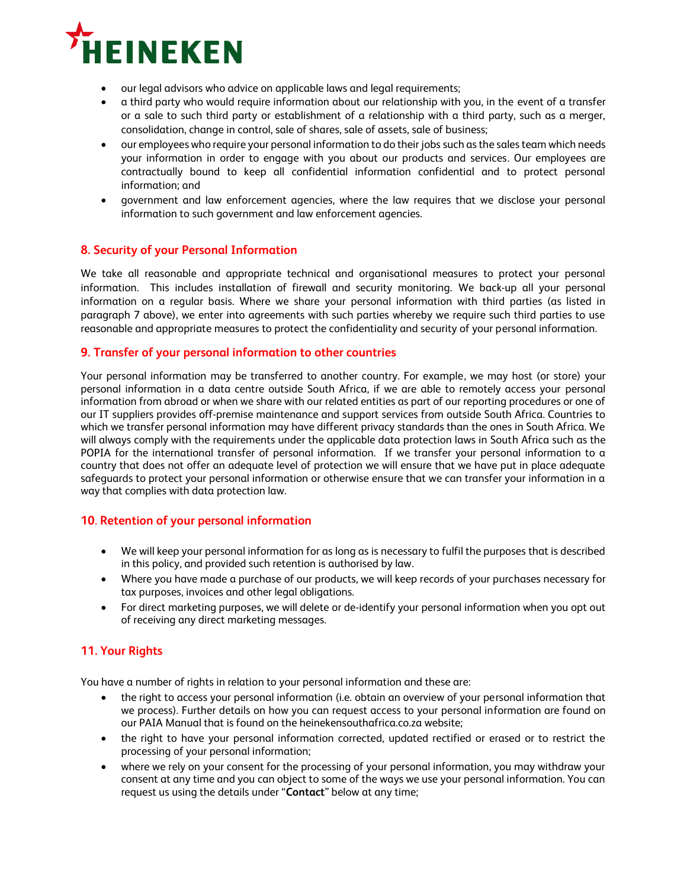- our legal advisors who advice on applicable laws and legal requirements;
- a third party who would require information about our relationship with you, in the event of a transfer or a sale to such third party or establishment of a relationship with a third party, such as a merger, consolidation, change in control, sale of shares, sale of assets, sale of business;
- our employees who require your personal information to do their jobs such as the sales team which needs your information in order to engage with you about our products and services. Our employees are contractually bound to keep all confidential information confidential and to protect personal information; and
- government and law enforcement agencies, where the law requires that we disclose your personal information to such government and law enforcement agencies.

## 8. Security of your Personal Information

We take all reasonable and appropriate technical and organisational measures to protect your personal information. This includes installation of firewall and security monitoring. We back-up all your personal information on a regular basis. Where we share your personal information with third parties (as listed in paragraph 7 above), we enter into agreements with such parties whereby we require such third parties to use reasonable and appropriate measures to protect the confidentiality and security of your personal information.

## 9. Transfer of your personal information to other countries

Your personal information may be transferred to another country. For example, we may host (or store) your personal information in a data centre outside South Africa, if we are able to remotely access your personal information from abroad or when we share with our related entities as part of our reporting procedures or one of our IT suppliers provides off-premise maintenance and support services from outside South Africa. Countries to which we transfer personal information may have different privacy standards than the ones in South Africa. We will always comply with the requirements under the applicable data protection laws in South Africa such as the POPIA for the international transfer of personal information. If we transfer your personal information to a country that does not offer an adequate level of protection we will ensure that we have put in place adequate safeguards to protect your personal information or otherwise ensure that we can transfer your information in a way that complies with data protection law.

## 10. Retention of your personal information

- We will keep your personal information for as long as is necessary to fulfil the purposes that is described in this policy, and provided such retention is authorised by law.
- Where you have made a purchase of our products, we will keep records of your purchases necessary for tax purposes, invoices and other legal obligations.
- For direct marketing purposes, we will delete or de-identify your personal information when you opt out of receiving any direct marketing messages.

## 11. Your Rights

You have a number of rights in relation to your personal information and these are:

- the right to access your personal information (i.e. obtain an overview of your personal information that we process). Further details on how you can request access to your personal information are found on our PAIA Manual that is found on the heinekensouthafrica.co.za website;
- the right to have your personal information corrected, updated rectified or erased or to restrict the processing of your personal information;
- where we rely on your consent for the processing of your personal information, you may withdraw your consent at any time and you can object to some of the ways we use your personal information. You can request us using the details under "**Contact**" below at any time;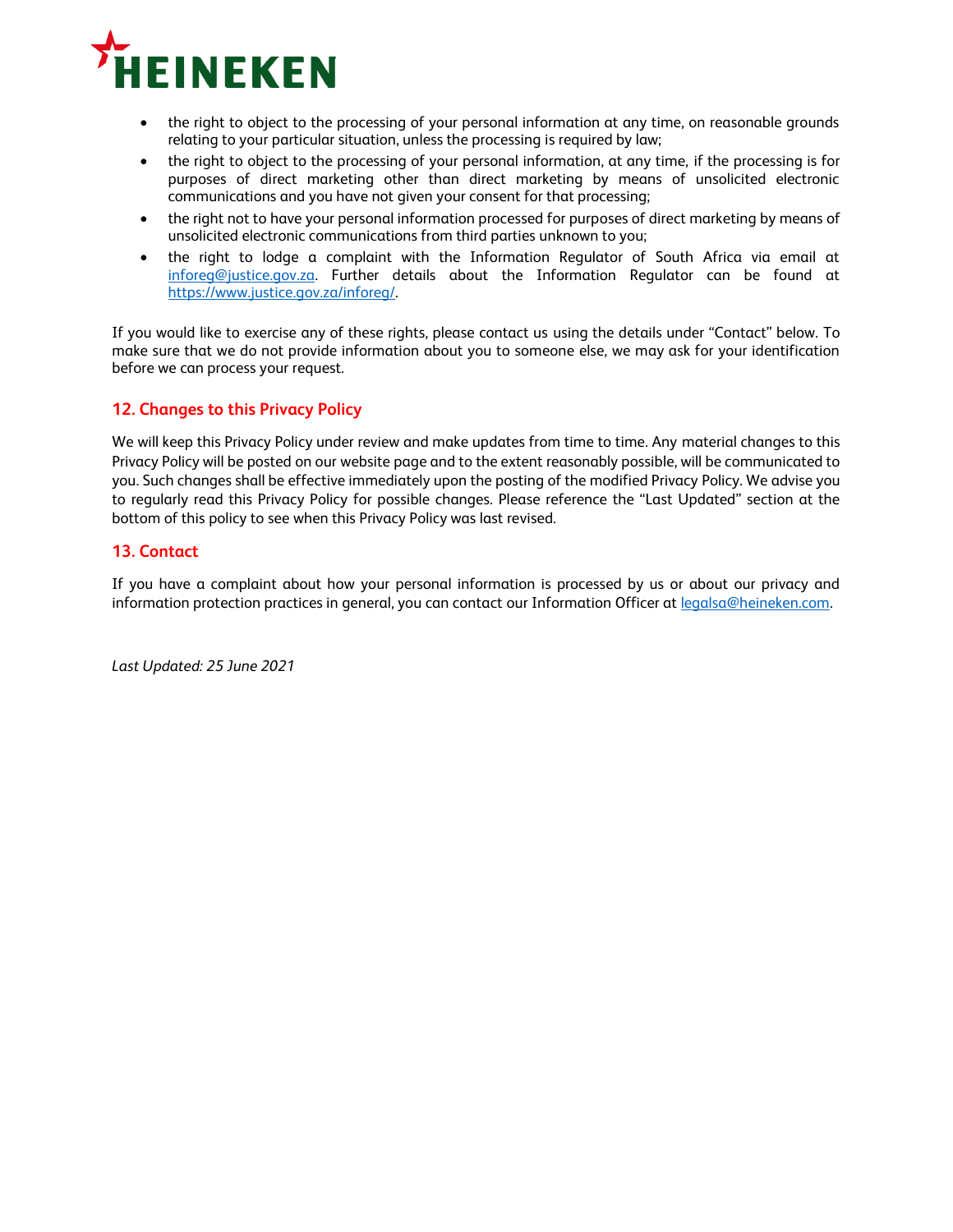- the right to object to the processing of your personal information at any time, on reasonable grounds relating to your particular situation, unless the processing is required by law;
- the right to object to the processing of your personal information, at any time, if the processing is for purposes of direct marketing other than direct marketing by means of unsolicited electronic communications and you have not given your consent for that processing;
- the right not to have your personal information processed for purposes of direct marketing by means of unsolicited electronic communications from third parties unknown to you;
- the right to lodge a complaint with the Information Regulator of South Africa via email at inforeg@justice.gov.za. Further details about the Information Regulator can be found at https://www.justice.gov.za/inforeg/.

If you would like to exercise any of these rights, please contact us using the details under "Contact" below. To make sure that we do not provide information about you to someone else, we may ask for your identification before we can process your request.

## 12. Changes to this Privacy Policy

We will keep this Privacy Policy under review and make updates from time to time. Any material changes to this Privacy Policy will be posted on our website page and to the extent reasonably possible, will be communicated to you. Such changes shall be effective immediately upon the posting of the modified Privacy Policy. We advise you to regularly read this Privacy Policy for possible changes. Please reference the "Last Updated" section at the bottom of this policy to see when this Privacy Policy was last revised.

## 13. Contact

If you have a complaint about how your personal information is processed by us or about our privacy and information protection practices in general, you can contact our Information Officer at legalsa@heineken.com.

*Last Updated: 25 June 2021*